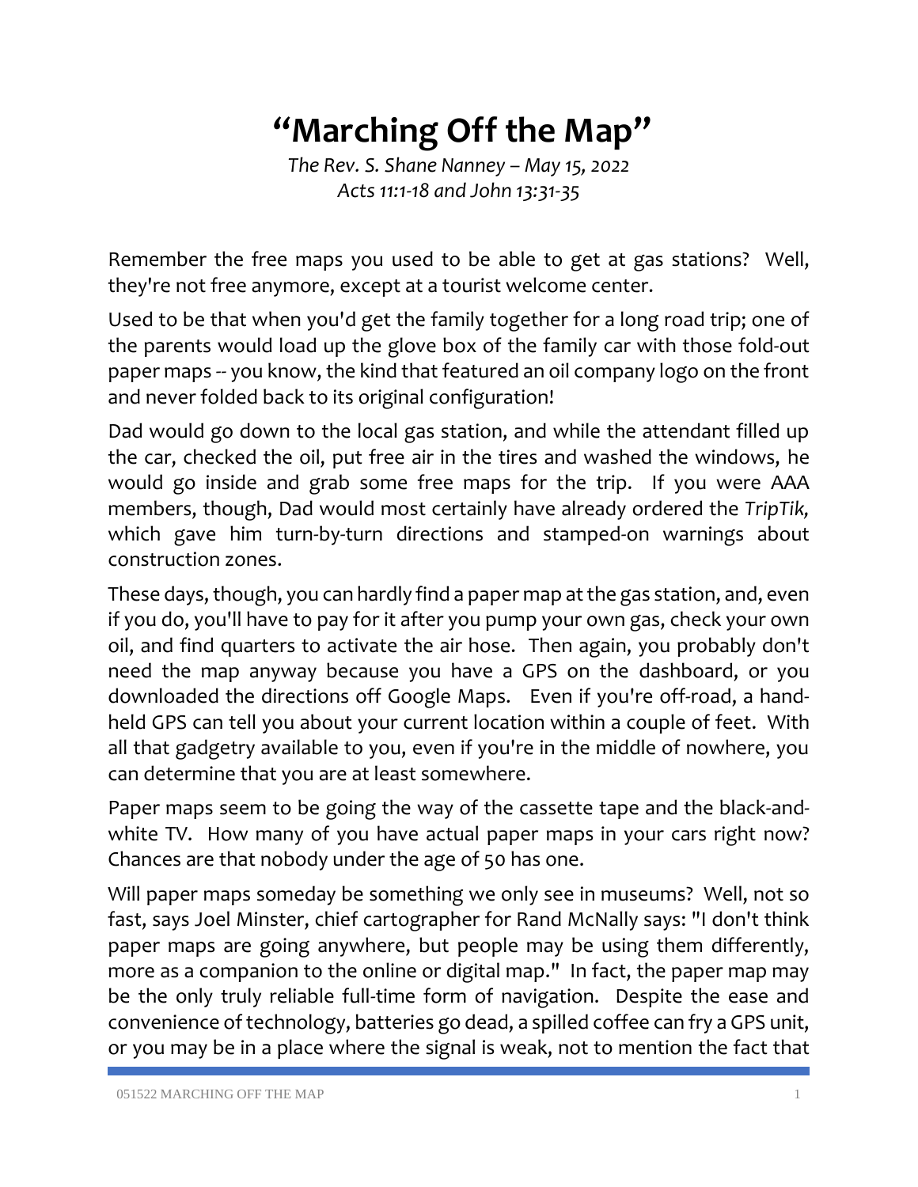# "Marching Off the Map"

*The Rev. S. Shane Nanney – May 15, 2022*
*Acts 11:1-18 and John 13:31-35*

Remember the free maps you used to be able to get at gas stations? Well, they're not free anymore, except at a tourist welcome center.

Used to be that when you'd get the family together for a long road trip; one of the parents would load up the glove box of the family car with those fold-out paper maps -- you know, the kind that featured an oil company logo on the front and never folded back to its original configuration!

Dad would go down to the local gas station, and while the attendant filled up the car, checked the oil, put free air in the tires and washed the windows, he would go inside and grab some free maps for the trip. If you were AAA members, though, Dad would most certainly have already ordered the *TripTik,* which gave him turn-by-turn directions and stamped-on warnings about construction zones.

These days, though, you can hardly find a paper map at the gas station, and, even if you do, you'll have to pay for it after you pump your own gas, check your own oil, and find quarters to activate the air hose. Then again, you probably don't need the map anyway because you have a GPS on the dashboard, or you downloaded the directions off Google Maps. Even if you're off-road, a hand-held GPS can tell you about your current location within a couple of feet. With all that gadgetry available to you, even if you're in the middle of nowhere, you can determine that you are at least somewhere.

Paper maps seem to be going the way of the cassette tape and the black-and-white TV. How many of you have actual paper maps in your cars right now? Chances are that nobody under the age of 50 has one.

Will paper maps someday be something we only see in museums? Well, not so fast, says Joel Minster, chief cartographer for Rand McNally says: "I don't think paper maps are going anywhere, but people may be using them differently, more as a companion to the online or digital map." In fact, the paper map may be the only truly reliable full-time form of navigation. Despite the ease and convenience of technology, batteries go dead, a spilled coffee can fry a GPS unit, or you may be in a place where the signal is weak, not to mention the fact that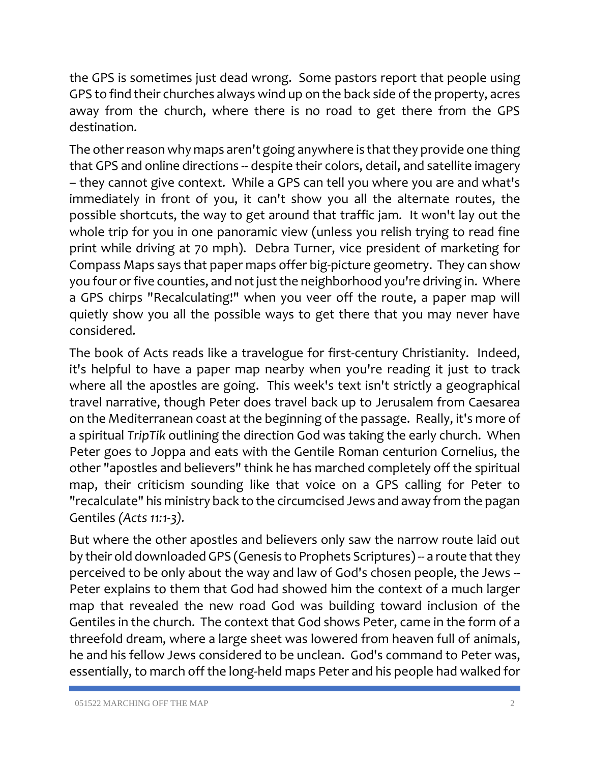the GPS is sometimes just dead wrong. Some pastors report that people using GPS to find their churches always wind up on the back side of the property, acres away from the church, where there is no road to get there from the GPS destination.

The other reason why maps aren't going anywhere is that they provide one thing that GPS and online directions -- despite their colors, detail, and satellite imagery – they cannot give context. While a GPS can tell you where you are and what's immediately in front of you, it can't show you all the alternate routes, the possible shortcuts, the way to get around that traffic jam. It won't lay out the whole trip for you in one panoramic view (unless you relish trying to read fine print while driving at 70 mph). Debra Turner, vice president of marketing for Compass Maps says that paper maps offer big-picture geometry. They can show you four or five counties, and not just the neighborhood you're driving in. Where a GPS chirps "Recalculating!" when you veer off the route, a paper map will quietly show you all the possible ways to get there that you may never have considered.

The book of Acts reads like a travelogue for first-century Christianity. Indeed, it's helpful to have a paper map nearby when you're reading it just to track where all the apostles are going. This week's text isn't strictly a geographical travel narrative, though Peter does travel back up to Jerusalem from Caesarea on the Mediterranean coast at the beginning of the passage. Really, it's more of a spiritual *TripTik* outlining the direction God was taking the early church. When Peter goes to Joppa and eats with the Gentile Roman centurion Cornelius, the other "apostles and believers" think he has marched completely off the spiritual map, their criticism sounding like that voice on a GPS calling for Peter to "recalculate" his ministry back to the circumcised Jews and away from the pagan Gentiles *(Acts 11:1-3).*

But where the other apostles and believers only saw the narrow route laid out by their old downloaded GPS (Genesis to Prophets Scriptures) -- a route that they perceived to be only about the way and law of God's chosen people, the Jews -- Peter explains to them that God had showed him the context of a much larger map that revealed the new road God was building toward inclusion of the Gentiles in the church. The context that God shows Peter, came in the form of a threefold dream, where a large sheet was lowered from heaven full of animals, he and his fellow Jews considered to be unclean. God's command to Peter was, essentially, to march off the long-held maps Peter and his people had walked for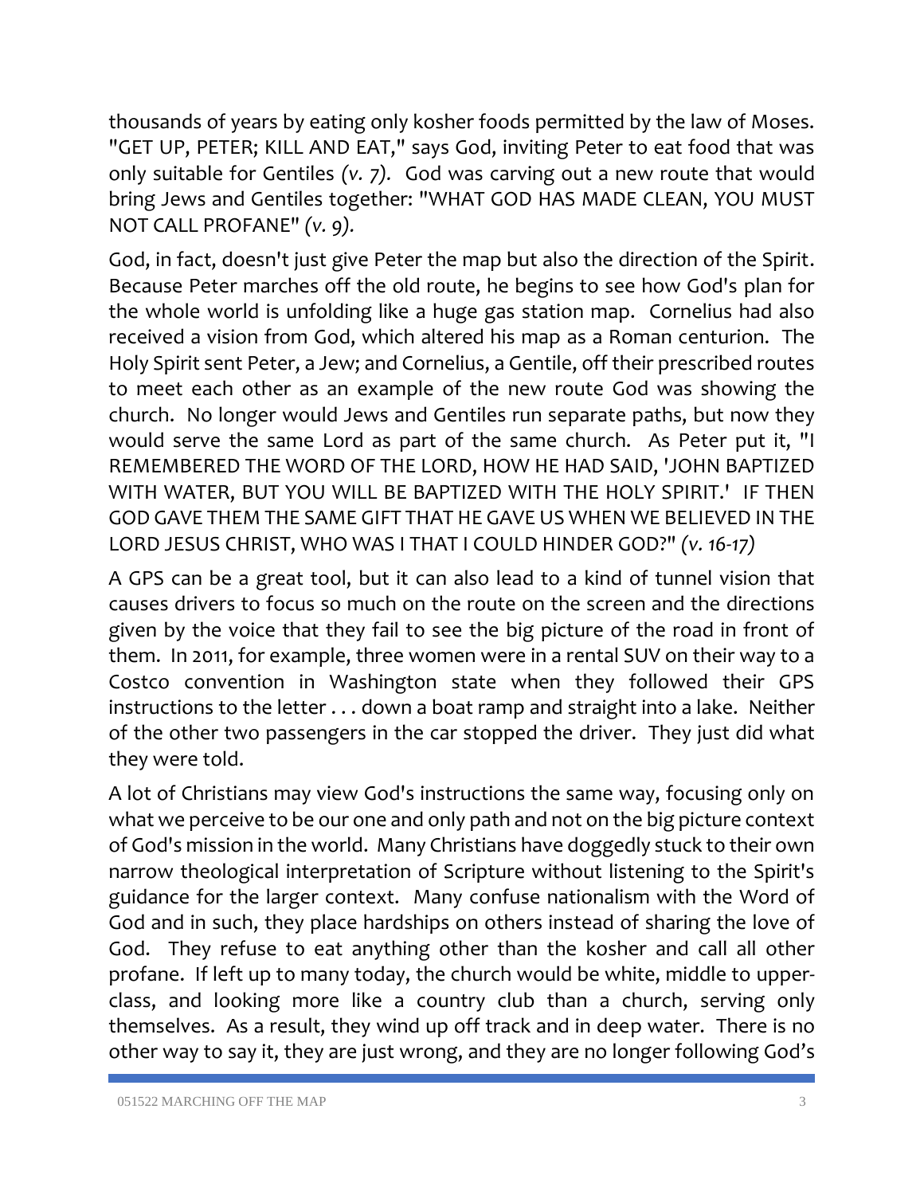thousands of years by eating only kosher foods permitted by the law of Moses. "GET UP, PETER; KILL AND EAT," says God, inviting Peter to eat food that was only suitable for Gentiles *(v. 7)*. God was carving out a new route that would bring Jews and Gentiles together: "WHAT GOD HAS MADE CLEAN, YOU MUST NOT CALL PROFANE" *(v. 9)*.

God, in fact, doesn't just give Peter the map but also the direction of the Spirit. Because Peter marches off the old route, he begins to see how God's plan for the whole world is unfolding like a huge gas station map. Cornelius had also received a vision from God, which altered his map as a Roman centurion. The Holy Spirit sent Peter, a Jew; and Cornelius, a Gentile, off their prescribed routes to meet each other as an example of the new route God was showing the church. No longer would Jews and Gentiles run separate paths, but now they would serve the same Lord as part of the same church. As Peter put it, "I REMEMBERED THE WORD OF THE LORD, HOW HE HAD SAID, 'JOHN BAPTIZED WITH WATER, BUT YOU WILL BE BAPTIZED WITH THE HOLY SPIRIT.' IF THEN GOD GAVE THEM THE SAME GIFT THAT HE GAVE US WHEN WE BELIEVED IN THE LORD JESUS CHRIST, WHO WAS I THAT I COULD HINDER GOD?" *(v. 16-17)*

A GPS can be a great tool, but it can also lead to a kind of tunnel vision that causes drivers to focus so much on the route on the screen and the directions given by the voice that they fail to see the big picture of the road in front of them. In 2011, for example, three women were in a rental SUV on their way to a Costco convention in Washington state when they followed their GPS instructions to the letter . . . down a boat ramp and straight into a lake. Neither of the other two passengers in the car stopped the driver. They just did what they were told.

A lot of Christians may view God's instructions the same way, focusing only on what we perceive to be our one and only path and not on the big picture context of God's mission in the world. Many Christians have doggedly stuck to their own narrow theological interpretation of Scripture without listening to the Spirit's guidance for the larger context. Many confuse nationalism with the Word of God and in such, they place hardships on others instead of sharing the love of God. They refuse to eat anything other than the kosher and call all other profane. If left up to many today, the church would be white, middle to upper-class, and looking more like a country club than a church, serving only themselves. As a result, they wind up off track and in deep water. There is no other way to say it, they are just wrong, and they are no longer following God's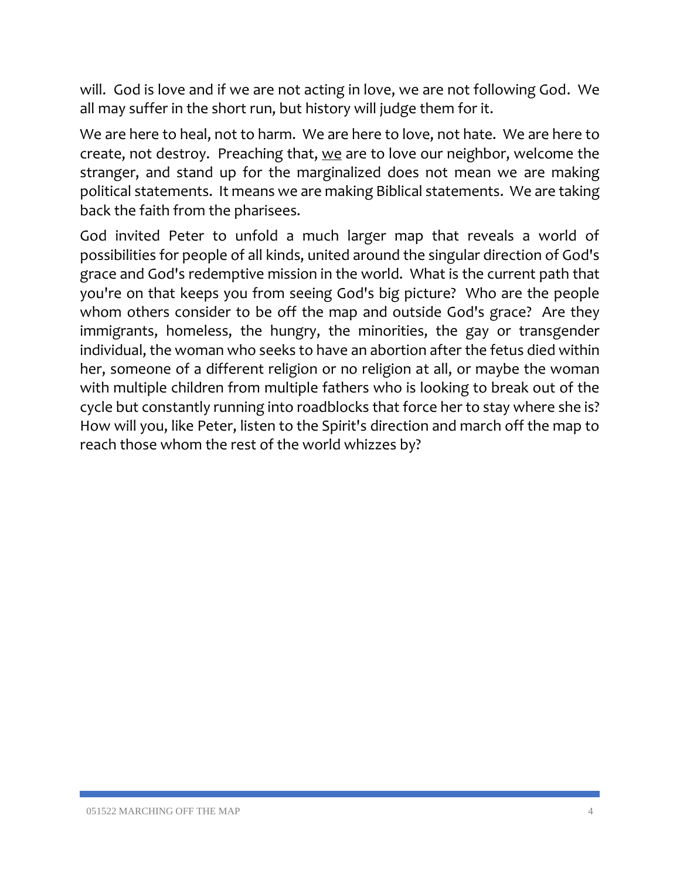will.  God is love and if we are not acting in love, we are not following God.  We all may suffer in the short run, but history will judge them for it.

We are here to heal, not to harm.  We are here to love, not hate.  We are here to create, not destroy.  Preaching that, <u>we</u> are to love our neighbor, welcome the stranger, and stand up for the marginalized does not mean we are making political statements.  It means we are making Biblical statements.  We are taking back the faith from the pharisees.

God invited Peter to unfold a much larger map that reveals a world of possibilities for people of all kinds, united around the singular direction of God's grace and God's redemptive mission in the world.  What is the current path that you're on that keeps you from seeing God's big picture?  Who are the people whom others consider to be off the map and outside God's grace?  Are they immigrants, homeless, the hungry, the minorities, the gay or transgender individual, the woman who seeks to have an abortion after the fetus died within her, someone of a different religion or no religion at all, or maybe the woman with multiple children from multiple fathers who is looking to break out of the cycle but constantly running into roadblocks that force her to stay where she is?  How will you, like Peter, listen to the Spirit's direction and march off the map to reach those whom the rest of the world whizzes by?